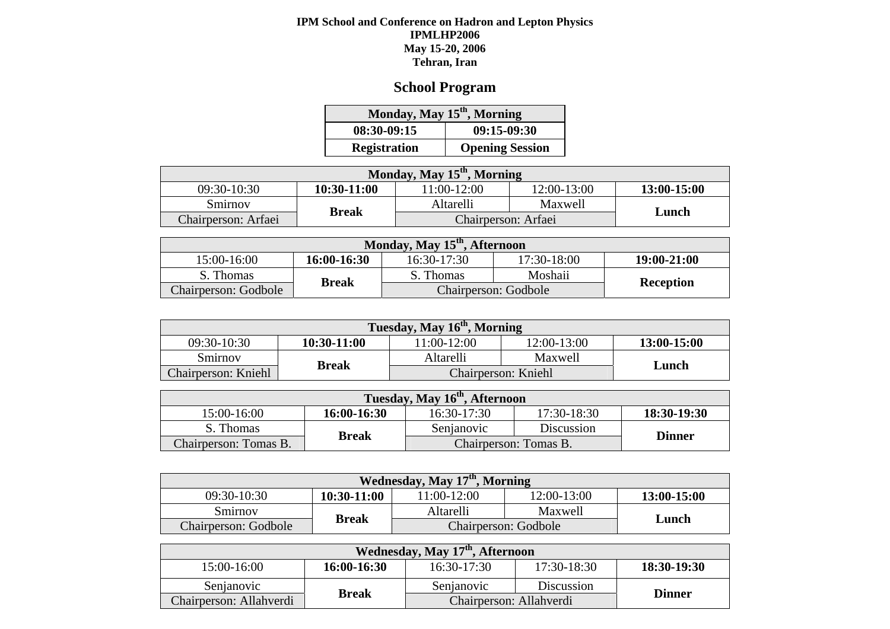**IPM School and Conference on Hadron and Lepton Physics**
**IPMLHP2006**
**May 15-20, 2006**
**Tehran, Iran**

## School Program

| Monday, May 15th, Morning | |
|---|---|
| **08:30-09:15** | **09:15-09:30** |
| **Registration** | **Opening Session** |

| Monday, May 15th, Morning | | | | |
|---|---|---|---|---|
| 09:30-10:30 | **10:30-11:00** | 11:00-12:00 | 12:00-13:00 | **13:00-15:00** |
| Smirnov | **Break** | Altarelli | Maxwell | **Lunch** |
| Chairperson: Arfaei | | Chairperson: Arfaei | | |

| Monday, May 15th, Afternoon | | | | |
|---|---|---|---|---|
| 15:00-16:00 | **16:00-16:30** | 16:30-17:30 | 17:30-18:00 | **19:00-21:00** |
| S. Thomas | **Break** | S. Thomas | Moshaii | **Reception** |
| Chairperson: Godbole | | Chairperson: Godbole | | |

| Tuesday, May 16th, Morning | | | | |
|---|---|---|---|---|
| 09:30-10:30 | **10:30-11:00** | 11:00-12:00 | 12:00-13:00 | **13:00-15:00** |
| Smirnov | **Break** | Altarelli | Maxwell | **Lunch** |
| Chairperson: Kniehl | | Chairperson: Kniehl | | |

| Tuesday, May 16th, Afternoon | | | | |
|---|---|---|---|---|
| 15:00-16:00 | **16:00-16:30** | 16:30-17:30 | 17:30-18:30 | **18:30-19:30** |
| S. Thomas | **Break** | Senjanovic | Discussion | **Dinner** |
| Chairperson: Tomas B. | | Chairperson: Tomas B. | | |

| Wednesday, May 17th, Morning | | | | |
|---|---|---|---|---|
| 09:30-10:30 | **10:30-11:00** | 11:00-12:00 | 12:00-13:00 | **13:00-15:00** |
| Smirnov | **Break** | Altarelli | Maxwell | **Lunch** |
| Chairperson: Godbole | | Chairperson: Godbole | | |

| Wednesday, May 17th, Afternoon | | | | |
|---|---|---|---|---|
| 15:00-16:00 | **16:00-16:30** | 16:30-17:30 | 17:30-18:30 | **18:30-19:30** |
| Senjanovic | **Break** | Senjanovic | Discussion | **Dinner** |
| Chairperson: Allahverdi | | Chairperson: Allahverdi | | |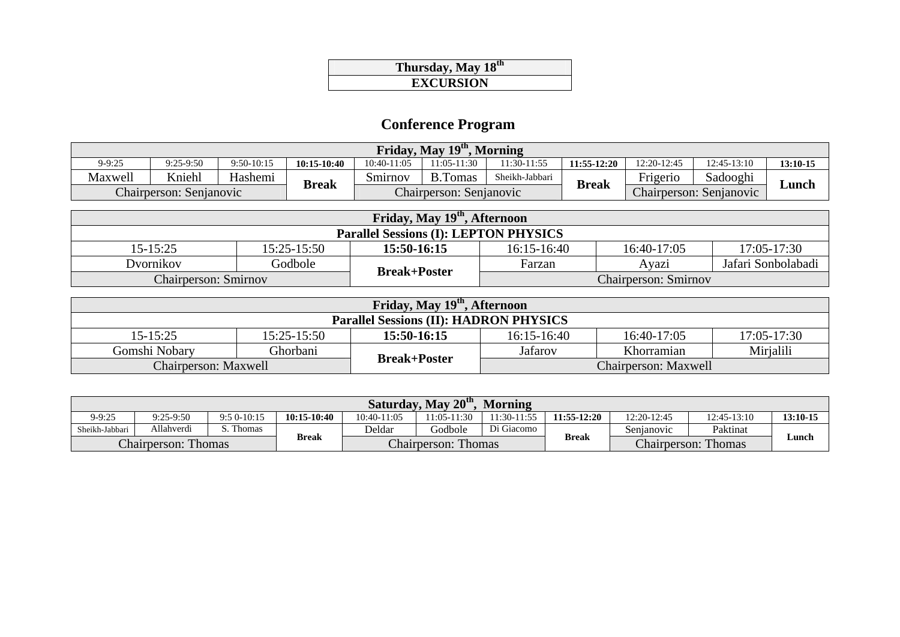| Thursday, May 18th |
|---|
| EXCURSION |

## Conference Program

| Friday, May 19th, Morning | | | | | | | | | | |
|---|---|---|---|---|---|---|---|---|---|---|
| 9-9:25 | 9:25-9:50 | 9:50-10:15 | **10:15-10:40** | 10:40-11:05 | 11:05-11:30 | 11:30-11:55 | **11:55-12:20** | 12:20-12:45 | 12:45-13:10 | **13:10-15** |
| Maxwell | Kniehl | Hashemi | **Break** | Smirnov | B.Tomas | Sheikh-Jabbari | **Break** | Frigerio | Sadooghi | **Lunch** |
| Chairperson: Senjanovic | | | | Chairperson: Senjanovic | | | | Chairperson: Senjanovic | | |

| Friday, May 19th, Afternoon | | | | | |
|---|---|---|---|---|---|
| Parallel Sessions (I): LEPTON PHYSICS | | | | | |
| 15-15:25 | 15:25-15:50 | **15:50-16:15** | 16:15-16:40 | 16:40-17:05 | 17:05-17:30 |
| Dvornikov | Godbole | **Break+Poster** | Farzan | Ayazi | Jafari Sonbolabadi |
| Chairperson: Smirnov | | | Chairperson: Smirnov | | |

| Friday, May 19th, Afternoon | | | | | |
|---|---|---|---|---|---|
| Parallel Sessions (II): HADRON PHYSICS | | | | | |
| 15-15:25 | 15:25-15:50 | **15:50-16:15** | 16:15-16:40 | 16:40-17:05 | 17:05-17:30 |
| Gomshi Nobary | Ghorbani | **Break+Poster** | Jafarov | Khorramian | Mirjalili |
| Chairperson: Maxwell | | | Chairperson: Maxwell | | |

| Saturday, May 20th, Morning | | | | | | | | | | |
|---|---|---|---|---|---|---|---|---|---|---|
| 9-9:25 | 9:25-9:50 | 9:5 0-10:15 | **10:15-10:40** | 10:40-11:05 | 11:05-11:30 | 11:30-11:55 | **11:55-12:20** | 12:20-12:45 | 12:45-13:10 | **13:10-15** |
| Sheikh-Jabbari | Allahverdi | S. Thomas | **Break** | Deldar | Godbole | Di Giacomo | **Break** | Senjanovic | Paktinat | **Lunch** |
| Chairperson: Thomas | | | | Chairperson: Thomas | | | | Chairperson: Thomas | | |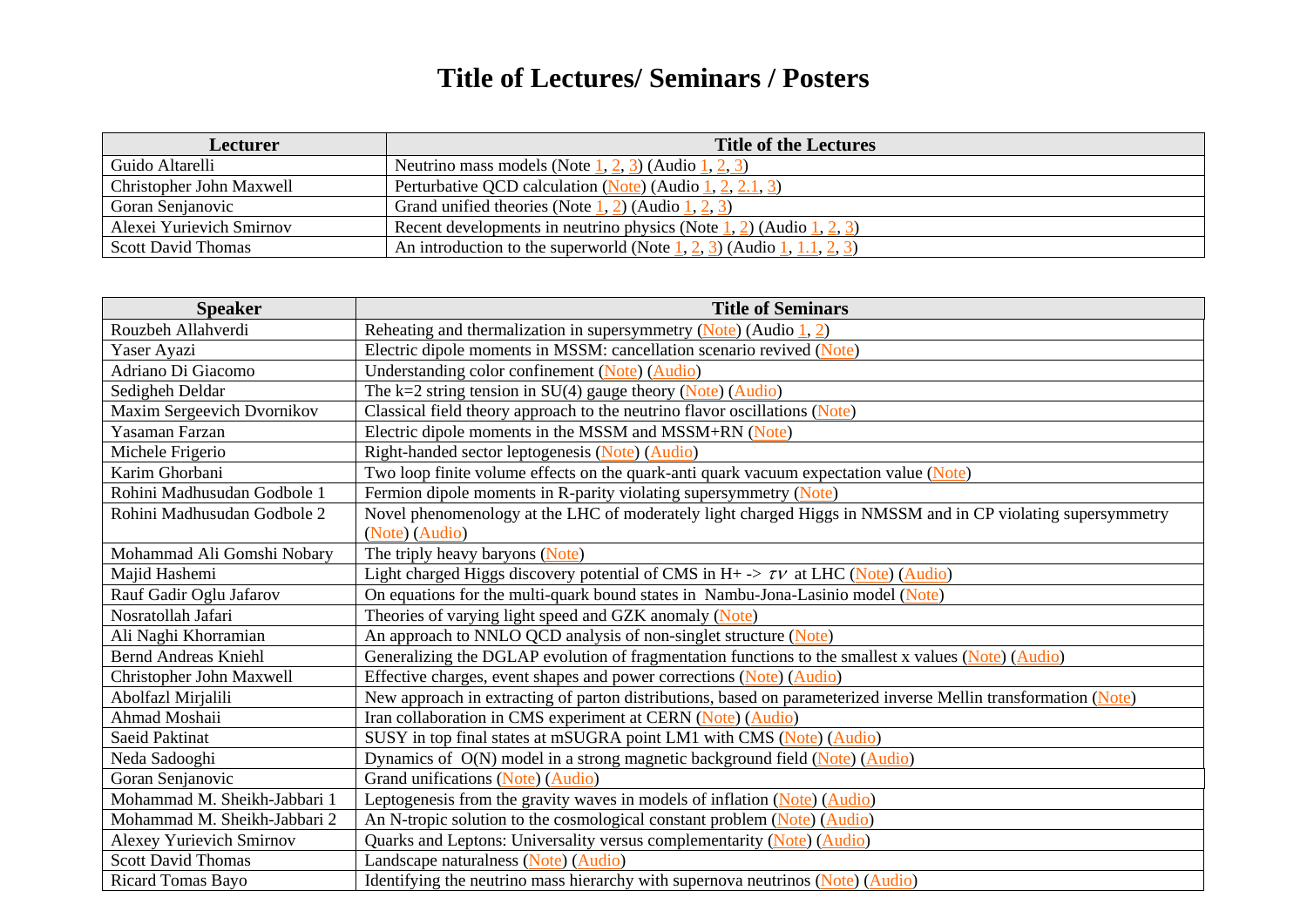# Title of Lectures/ Seminars / Posters

| Lecturer | Title of the Lectures |
|---|---|
| Guido Altarelli | Neutrino mass models (Note 1, 2, 3) (Audio 1, 2, 3) |
| Christopher John Maxwell | Perturbative QCD calculation (Note) (Audio 1, 2, 2.1, 3) |
| Goran Senjanovic | Grand unified theories (Note 1, 2) (Audio 1, 2, 3) |
| Alexei Yurievich Smirnov | Recent developments in neutrino physics (Note 1, 2) (Audio 1, 2, 3) |
| Scott David Thomas | An introduction to the superworld (Note 1, 2, 3) (Audio 1, 1.1, 2, 3) |

| Speaker | Title of Seminars |
|---|---|
| Rouzbeh Allahverdi | Reheating and thermalization in supersymmetry (Note) (Audio 1, 2) |
| Yaser Ayazi | Electric dipole moments in MSSM: cancellation scenario revived (Note) |
| Adriano Di Giacomo | Understanding color confinement (Note) (Audio) |
| Sedigheh Deldar | The k=2 string tension in SU(4) gauge theory (Note) (Audio) |
| Maxim Sergeevich Dvornikov | Classical field theory approach to the neutrino flavor oscillations (Note) |
| Yasaman Farzan | Electric dipole moments in the MSSM and MSSM+RN (Note) |
| Michele Frigerio | Right-handed sector leptogenesis (Note) (Audio) |
| Karim Ghorbani | Two loop finite volume effects on the quark-anti quark vacuum expectation value (Note) |
| Rohini Madhusudan Godbole 1 | Fermion dipole moments in R-parity violating supersymmetry (Note) |
| Rohini Madhusudan Godbole 2 | Novel phenomenology at the LHC of moderately light charged Higgs in NMSSM and in CP violating supersymmetry (Note) (Audio) |
| Mohammad Ali Gomshi Nobary | The triply heavy baryons (Note) |
| Majid Hashemi | Light charged Higgs discovery potential of CMS in H+ -> $\tau\nu$ at LHC (Note) (Audio) |
| Rauf Gadir Oglu Jafarov | On equations for the multi-quark bound states in Nambu-Jona-Lasinio model (Note) |
| Nosratollah Jafari | Theories of varying light speed and GZK anomaly (Note) |
| Ali Naghi Khorramian | An approach to NNLO QCD analysis of non-singlet structure (Note) |
| Bernd Andreas Kniehl | Generalizing the DGLAP evolution of fragmentation functions to the smallest x values (Note) (Audio) |
| Christopher John Maxwell | Effective charges, event shapes and power corrections (Note) (Audio) |
| Abolfazl Mirjalili | New approach in extracting of parton distributions, based on parameterized inverse Mellin transformation (Note) |
| Ahmad Moshaii | Iran collaboration in CMS experiment at CERN (Note) (Audio) |
| Saeid Paktinat | SUSY in top final states at mSUGRA point LM1 with CMS (Note) (Audio) |
| Neda Sadooghi | Dynamics of O(N) model in a strong magnetic background field (Note) (Audio) |
| Goran Senjanovic | Grand unifications (Note) (Audio) |
| Mohammad M. Sheikh-Jabbari 1 | Leptogenesis from the gravity waves in models of inflation (Note) (Audio) |
| Mohammad M. Sheikh-Jabbari 2 | An N-tropic solution to the cosmological constant problem (Note) (Audio) |
| Alexey Yurievich Smirnov | Quarks and Leptons: Universality versus complementarity (Note) (Audio) |
| Scott David Thomas | Landscape naturalness (Note) (Audio) |
| Ricard Tomas Bayo | Identifying the neutrino mass hierarchy with supernova neutrinos (Note) (Audio) |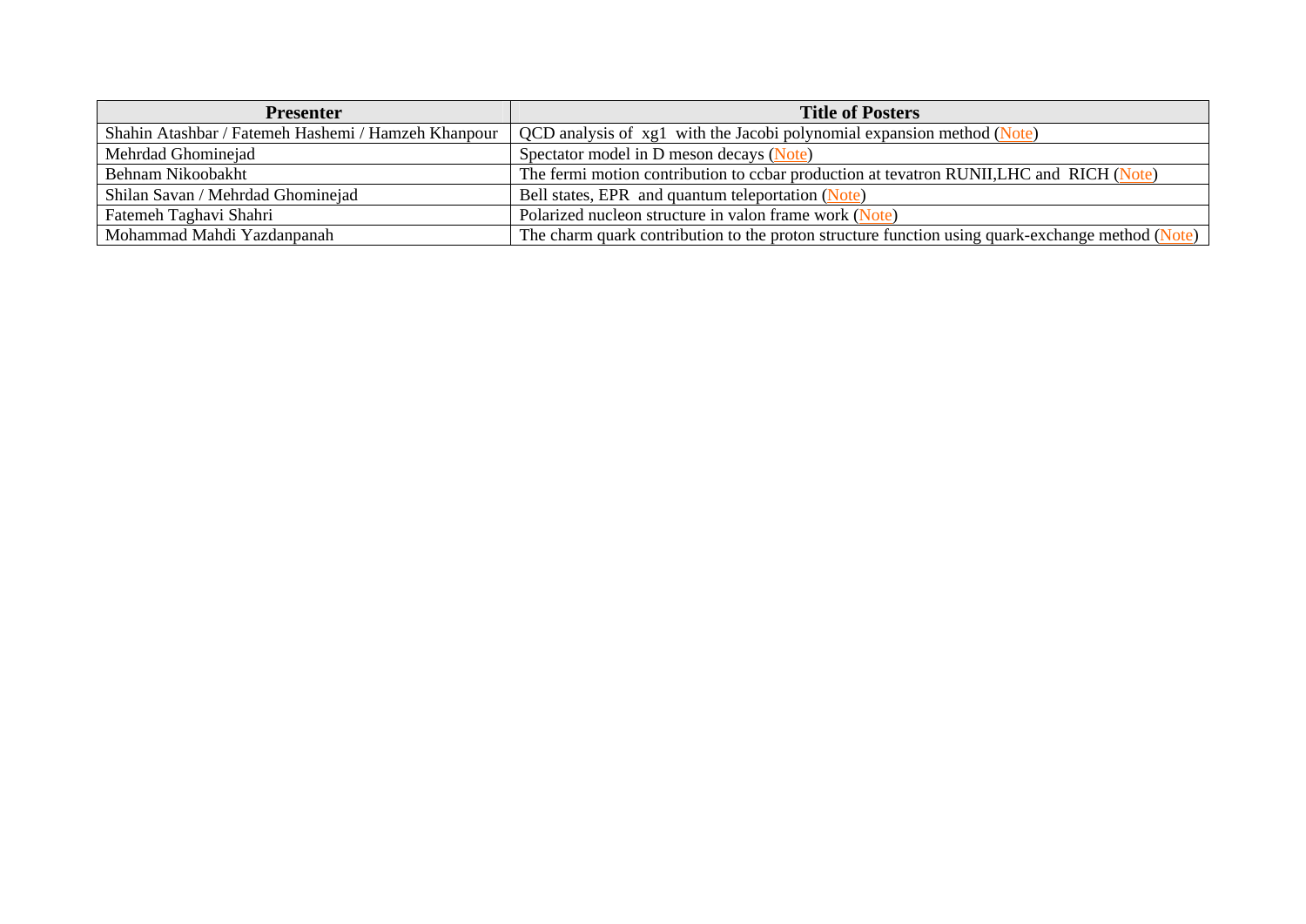| Presenter | Title of Posters |
| --- | --- |
| Shahin Atashbar / Fatemeh Hashemi / Hamzeh Khanpour | QCD analysis of  xg1  with the Jacobi polynomial expansion method (Note) |
| Mehrdad Ghominejad | Spectator model in D meson decays (Note) |
| Behnam Nikoobakht | The fermi motion contribution to ccbar production at tevatron RUNII,LHC and  RICH (Note) |
| Shilan Savan / Mehrdad Ghominejad | Bell states, EPR  and quantum teleportation (Note) |
| Fatemeh Taghavi Shahri | Polarized nucleon structure in valon frame work (Note) |
| Mohammad Mahdi Yazdanpanah | The charm quark contribution to the proton structure function using quark-exchange method (Note) |